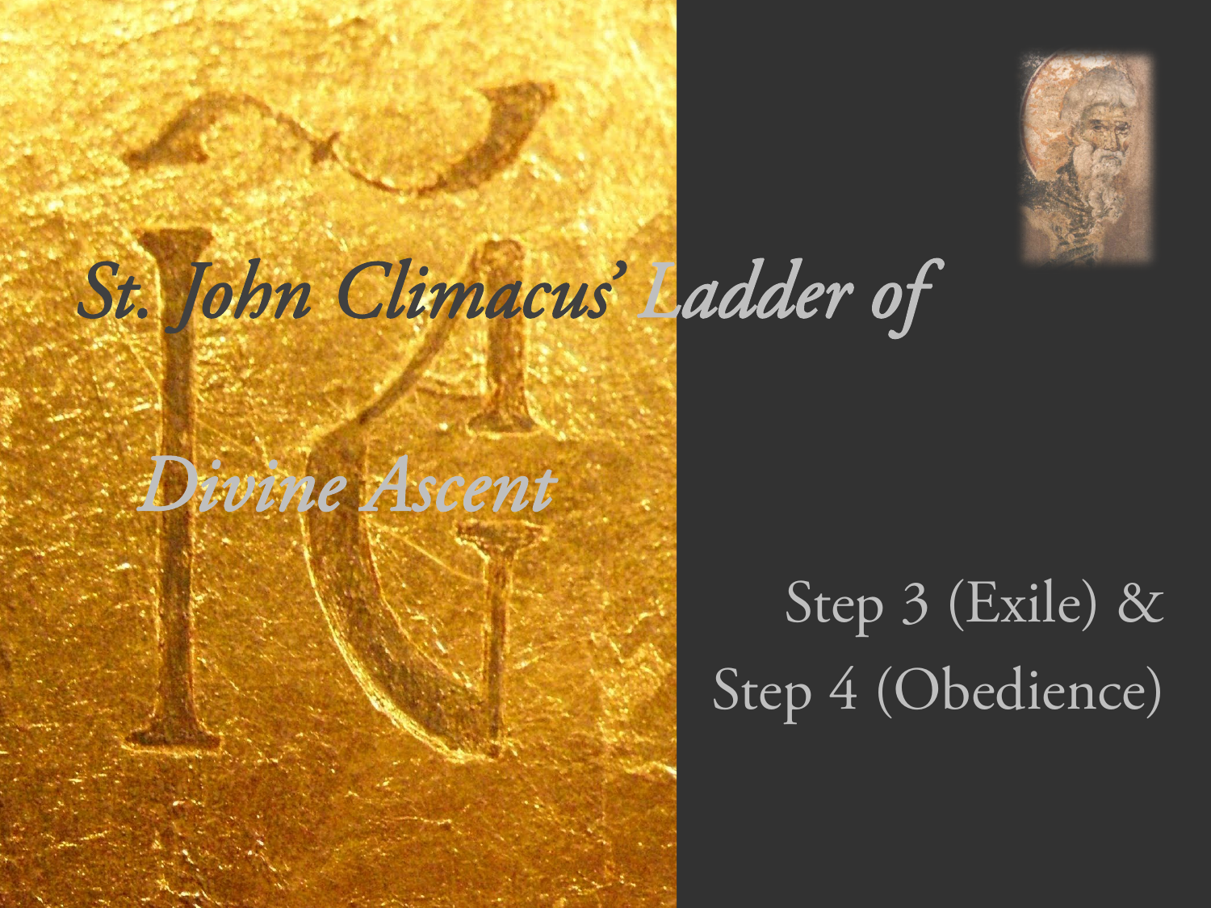# *St. John Climacus' Ladder of Divine Ascent*

Step 3 (Exile) &
Step 4 (Obedience)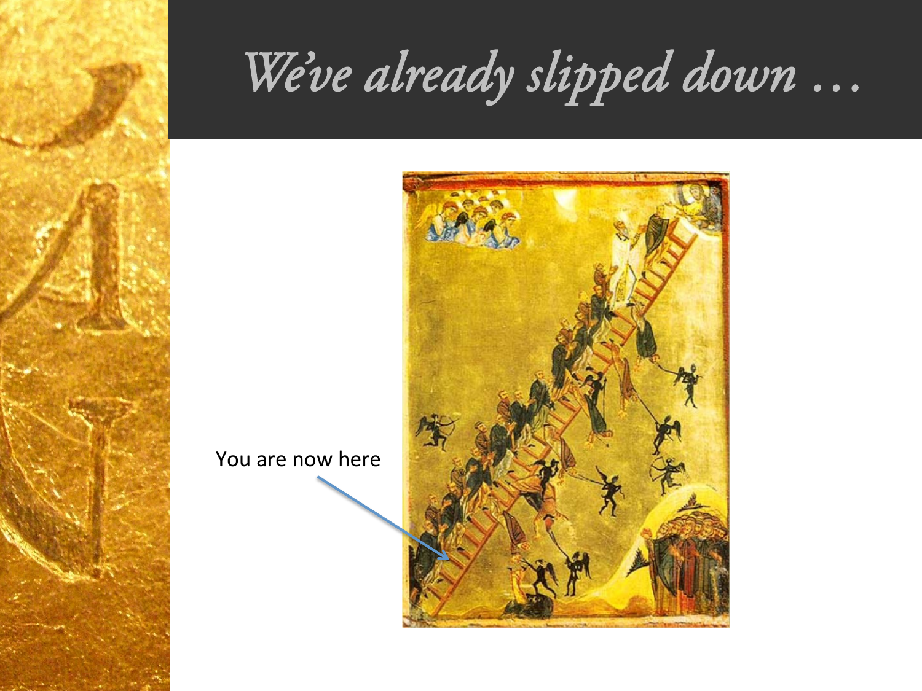# *We've already slipped down …*

You are now here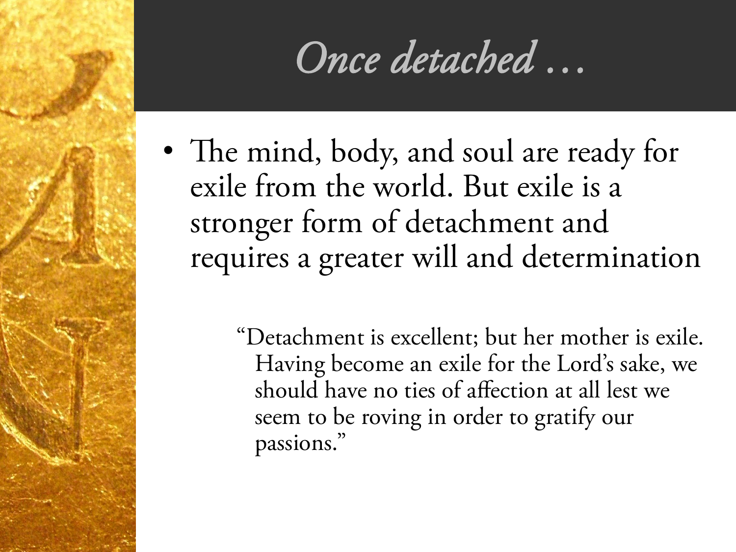# *Once detached …*

- The mind, body, and soul are ready for exile from the world. But exile is a stronger form of detachment and requires a greater will and determination

> "Detachment is excellent; but her mother is exile. Having become an exile for the Lord's sake, we should have no ties of affection at all lest we seem to be roving in order to gratify our passions."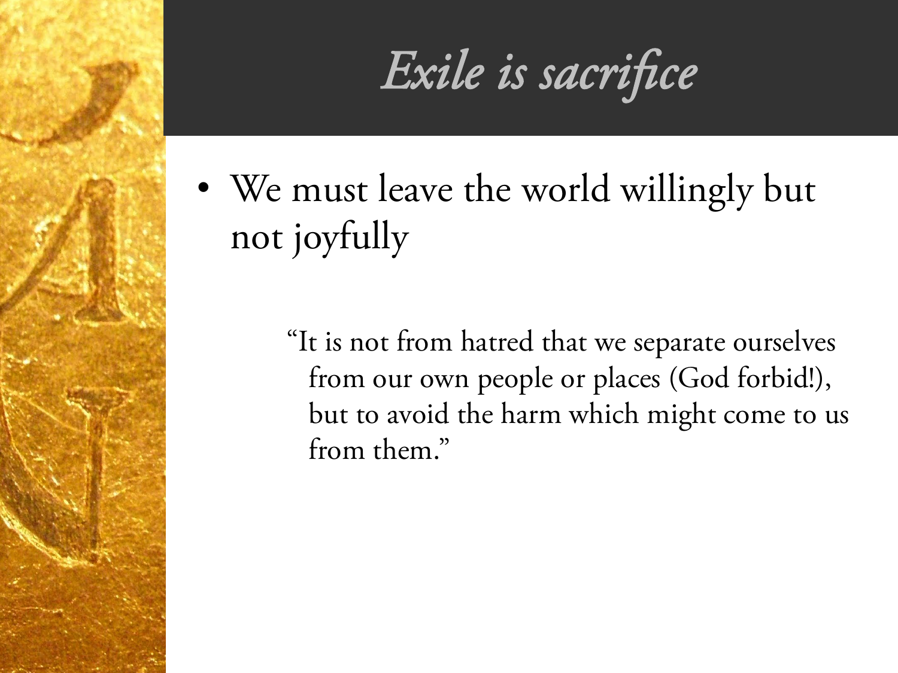# *Exile is sacrifice*

- We must leave the world willingly but not joyfully

> "It is not from hatred that we separate ourselves from our own people or places (God forbid!), but to avoid the harm which might come to us from them."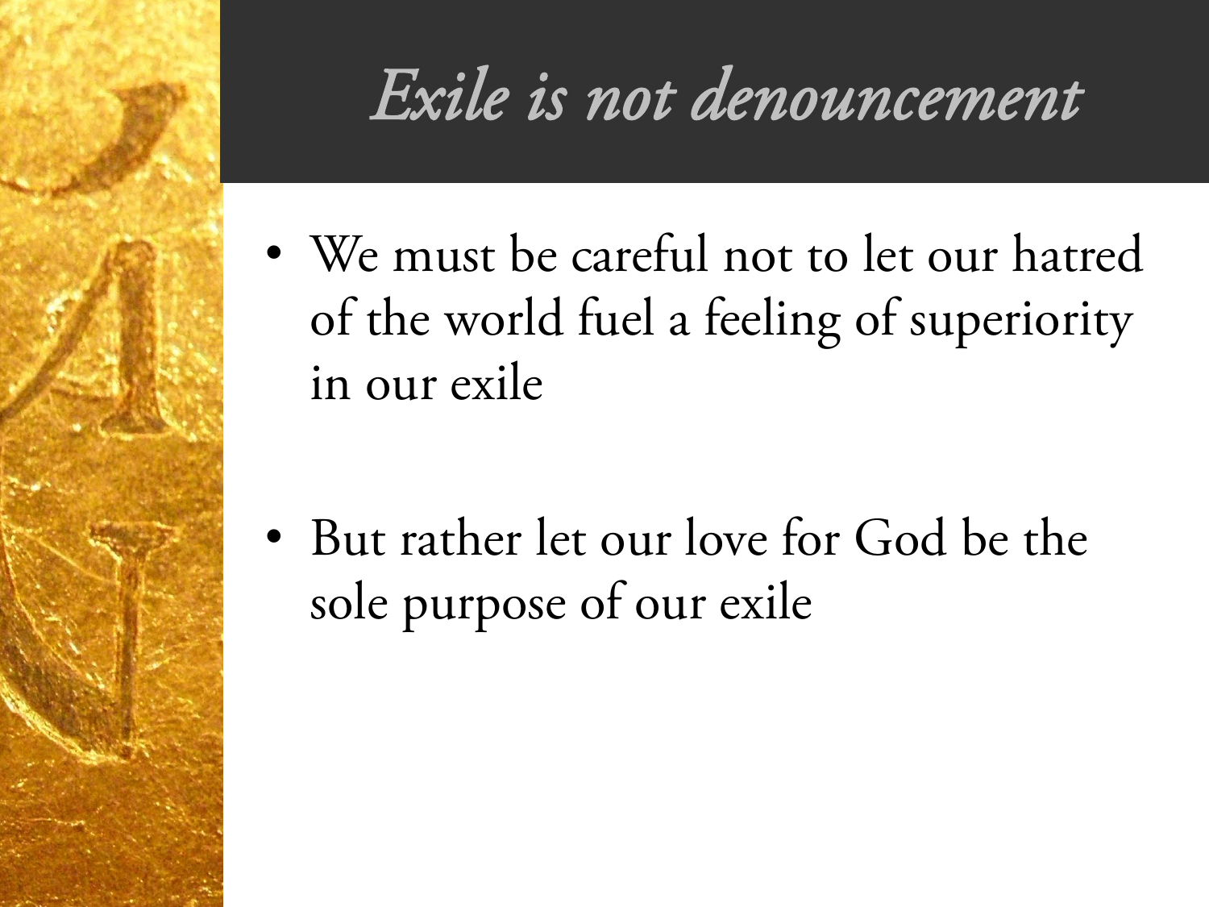# *Exile is not denouncement*

- We must be careful not to let our hatred of the world fuel a feeling of superiority in our exile
- But rather let our love for God be the sole purpose of our exile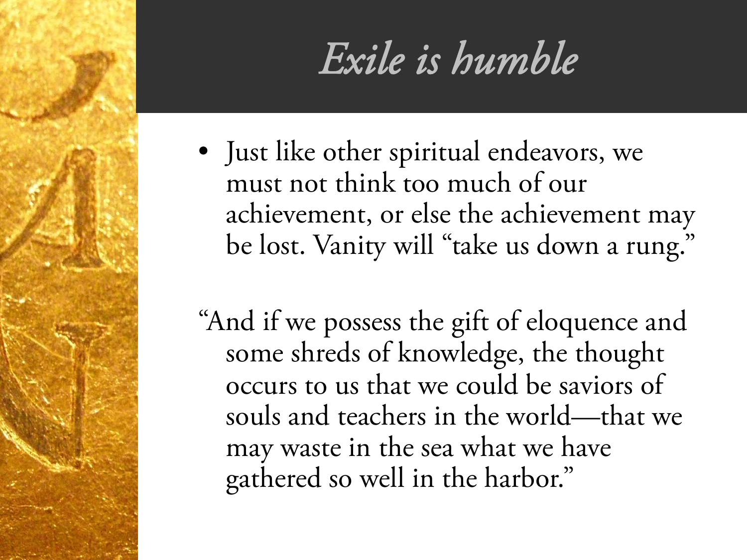# *Exile is humble*

- Just like other spiritual endeavors, we must not think too much of our achievement, or else the achievement may be lost. Vanity will "take us down a rung."

"And if we possess the gift of eloquence and some shreds of knowledge, the thought occurs to us that we could be saviors of souls and teachers in the world—that we may waste in the sea what we have gathered so well in the harbor."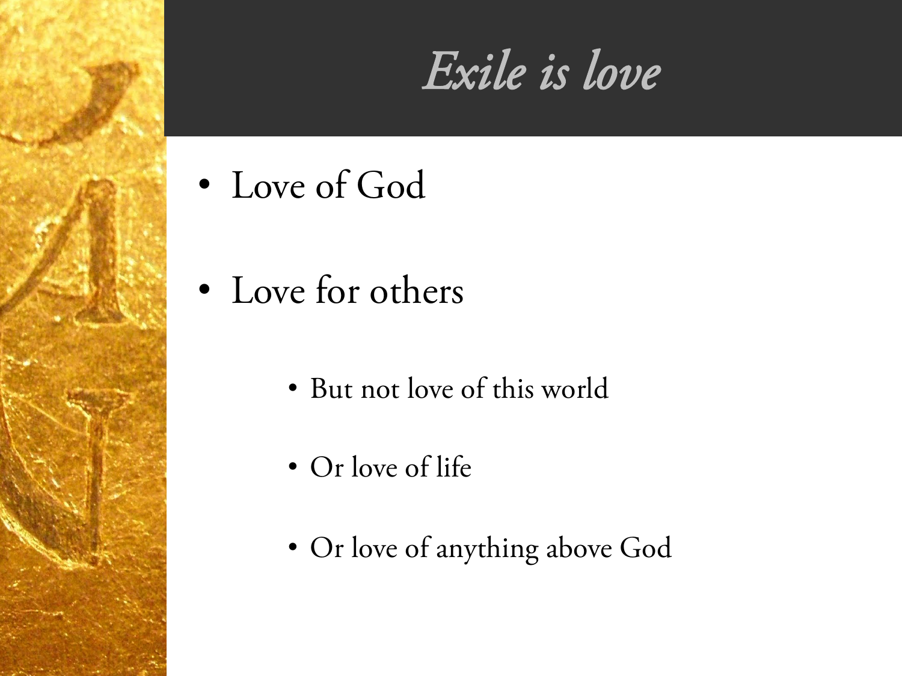# *Exile is love*

- Love of God
- Love for others
  - But not love of this world
  - Or love of life
  - Or love of anything above God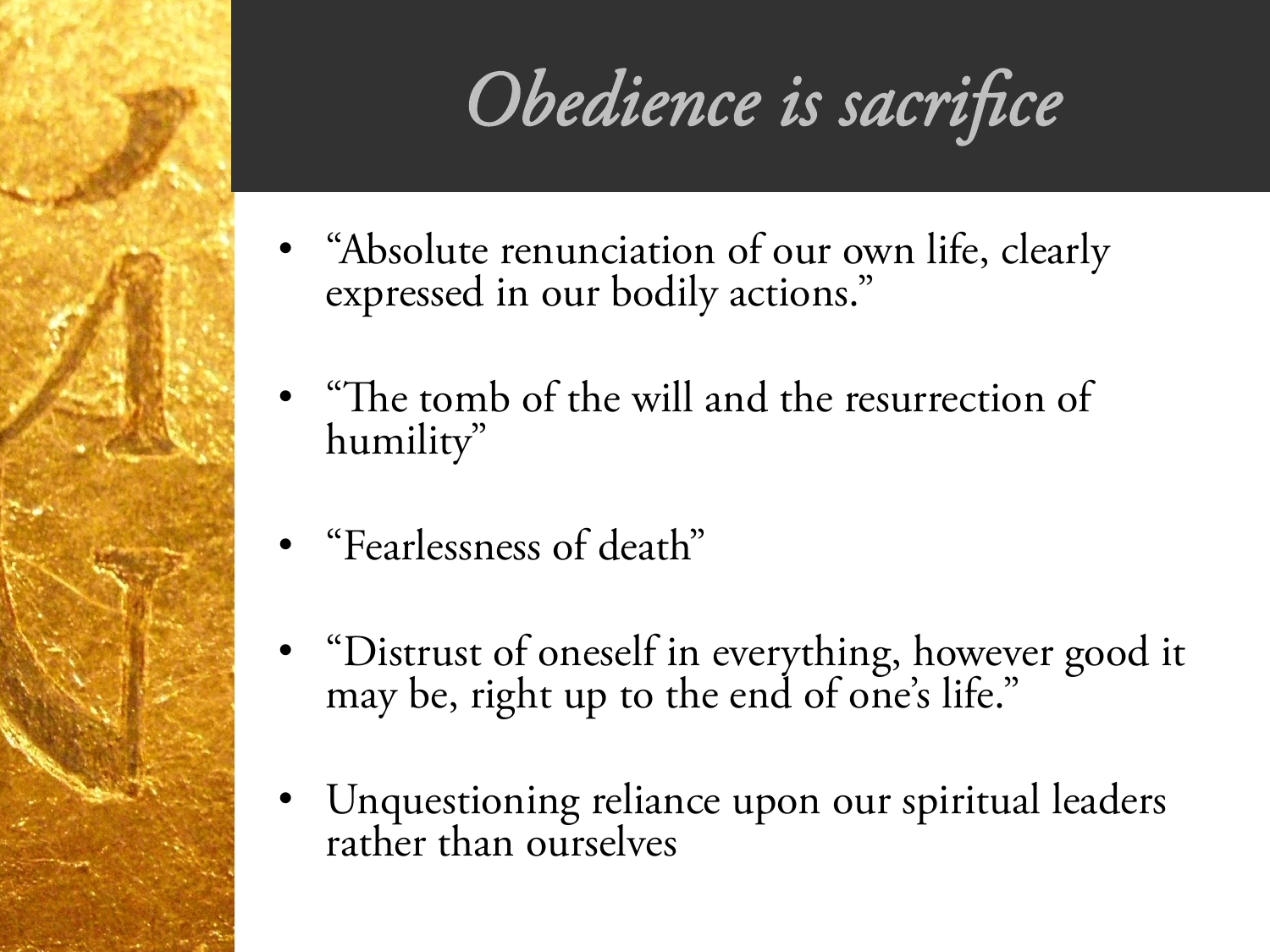# *Obedience is sacrifice*

- "Absolute renunciation of our own life, clearly expressed in our bodily actions."
- "The tomb of the will and the resurrection of humility"
- "Fearlessness of death"
- "Distrust of oneself in everything, however good it may be, right up to the end of one's life."
- Unquestioning reliance upon our spiritual leaders rather than ourselves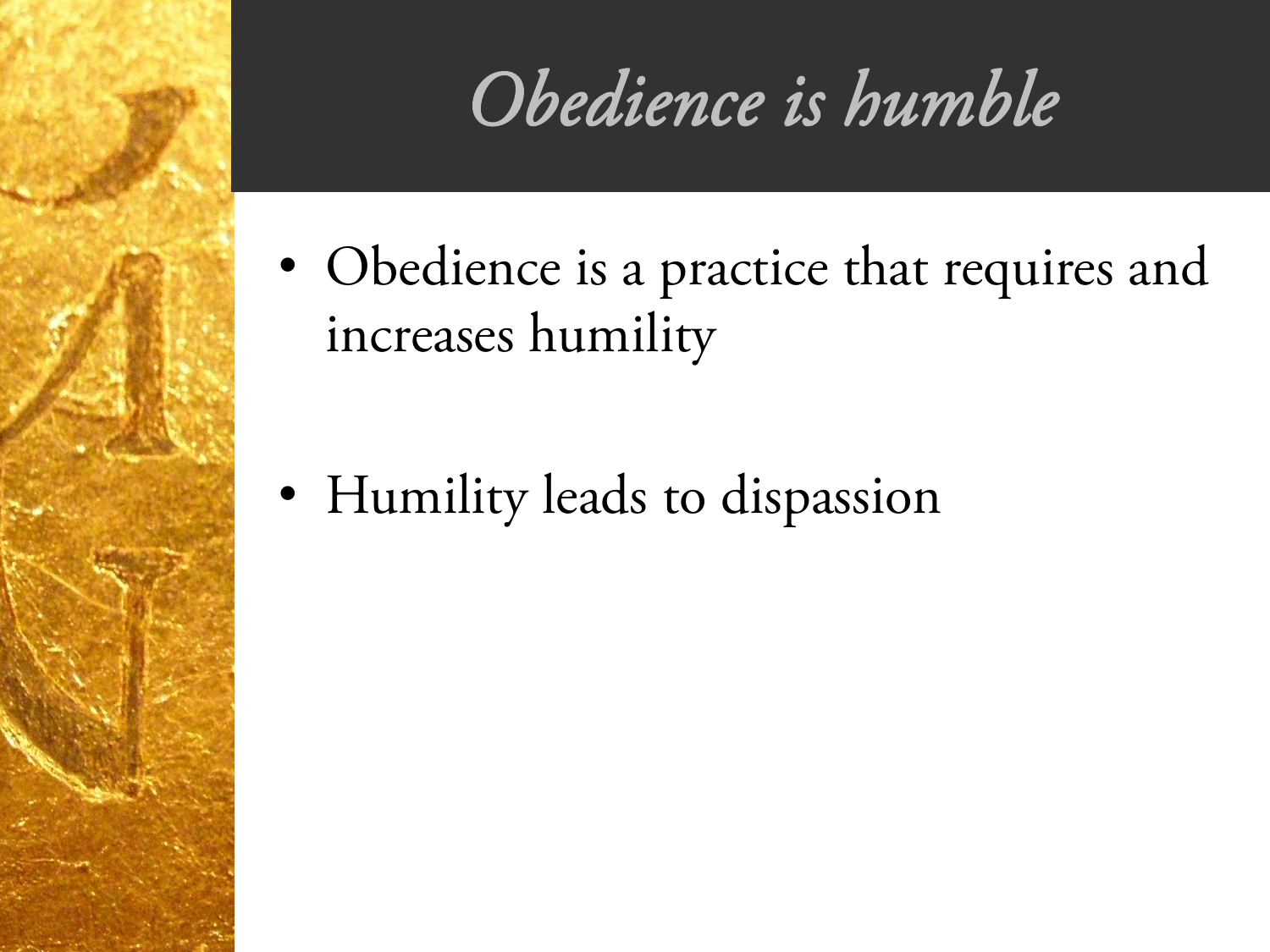# *Obedience is humble*

- Obedience is a practice that requires and increases humility
- Humility leads to dispassion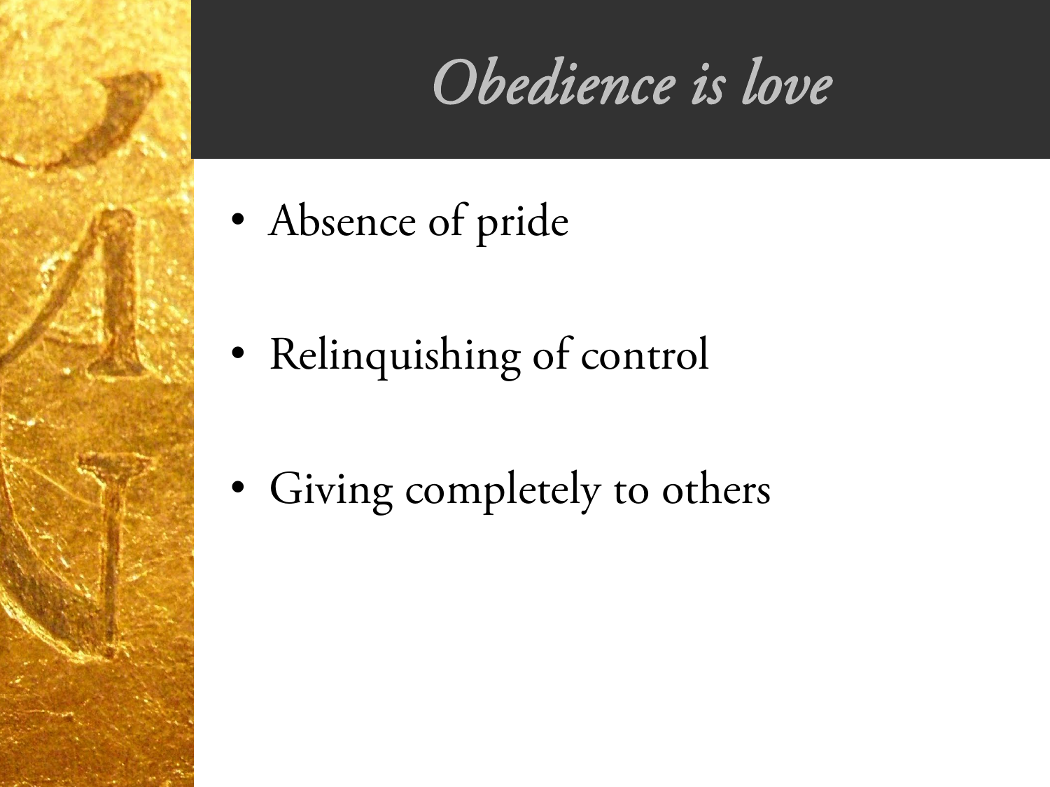# *Obedience is love*

- Absence of pride
- Relinquishing of control
- Giving completely to others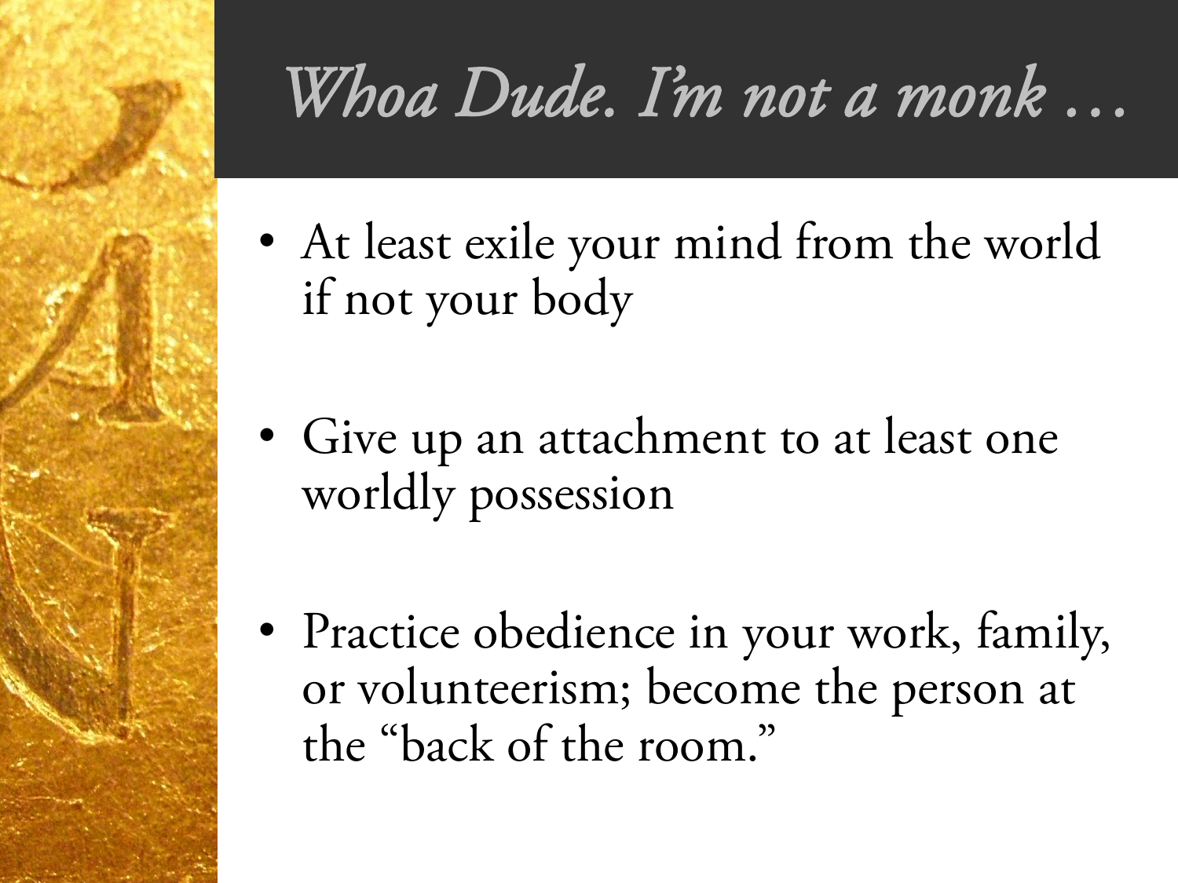# *Whoa Dude. I'm not a monk …*

- At least exile your mind from the world if not your body
- Give up an attachment to at least one worldly possession
- Practice obedience in your work, family, or volunteerism; become the person at the "back of the room."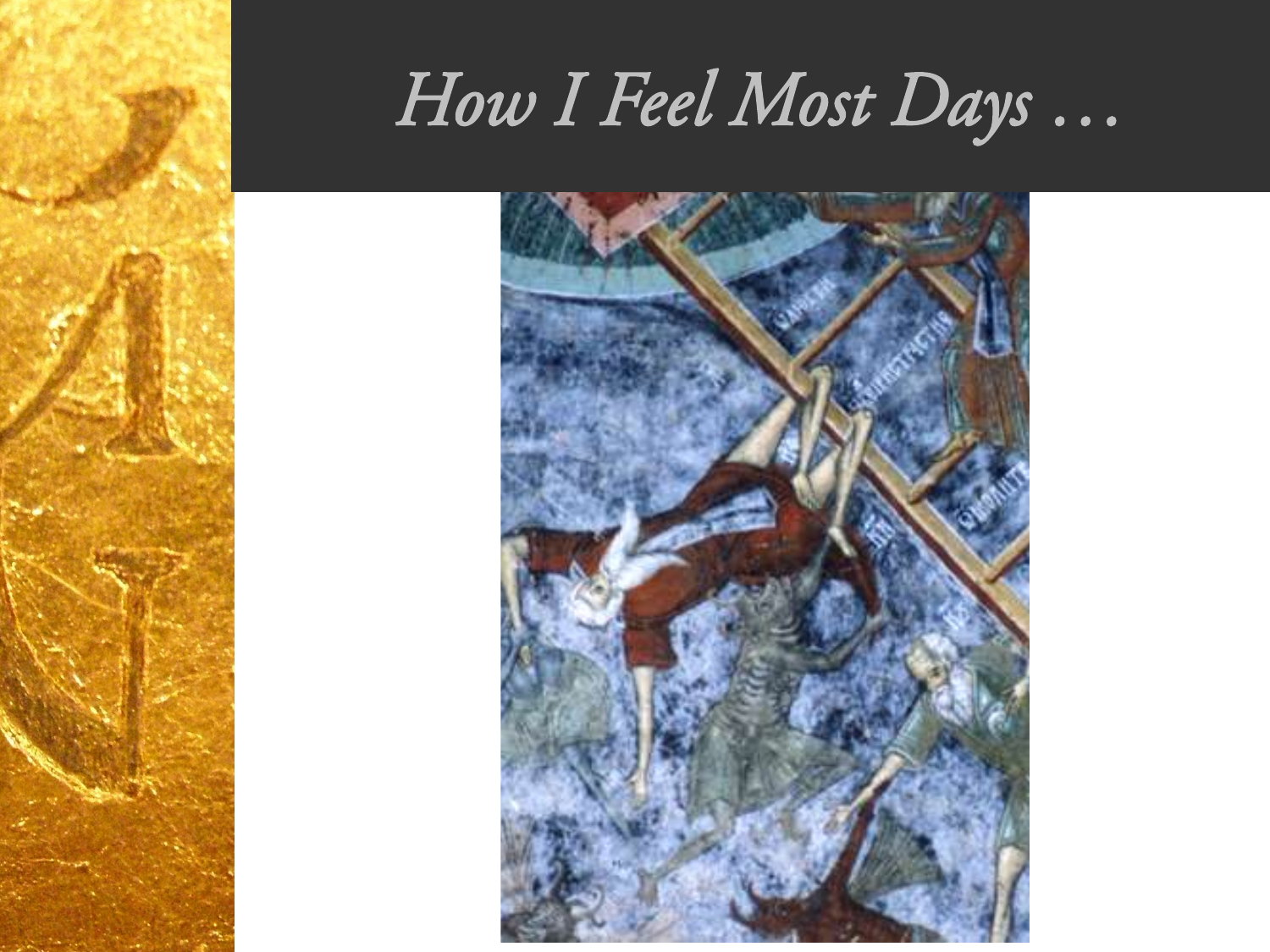# *How I Feel Most Days …*